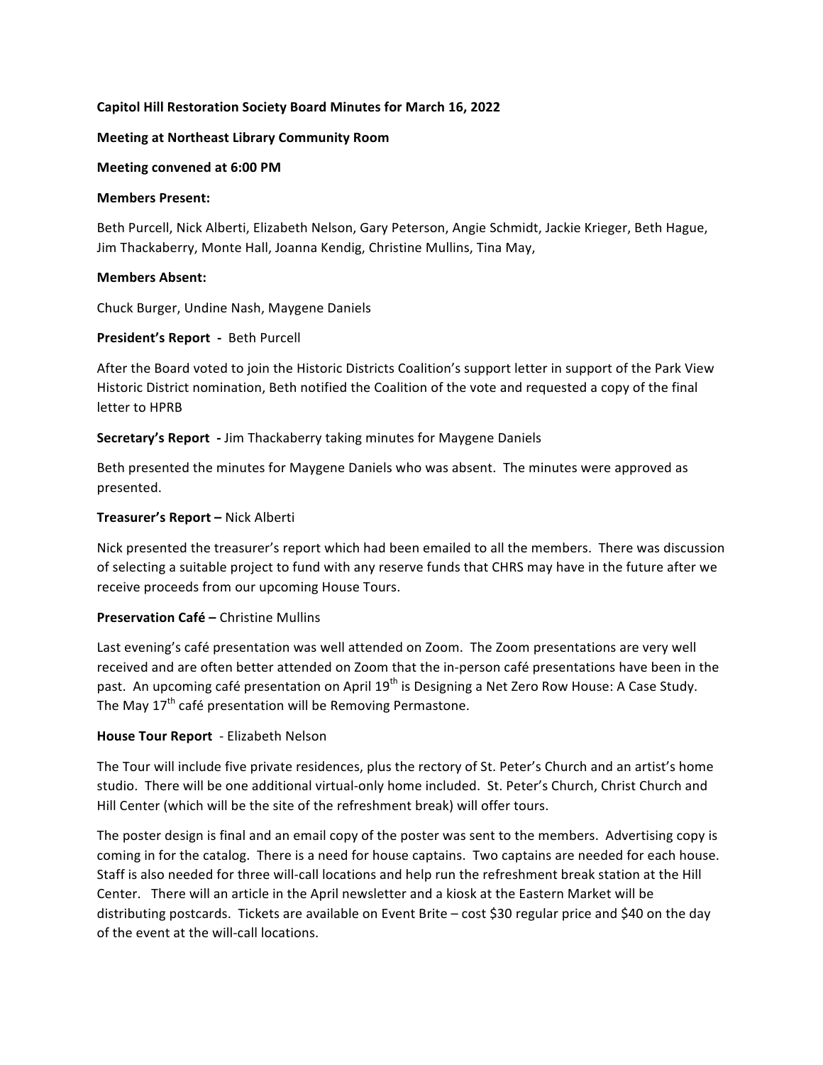**Capitol Hill Restoration Society Board Minutes for March 16, 2022**

**Meeting at Northeast Library Community Room**

**Meeting convened at 6:00 PM**

**Members Present:**

Beth Purcell, Nick Alberti, Elizabeth Nelson, Gary Peterson, Angie Schmidt, Jackie Krieger, Beth Hague, Jim Thackaberry, Monte Hall, Joanna Kendig, Christine Mullins, Tina May,

**Members Absent:**

Chuck Burger, Undine Nash, Maygene Daniels

**President's Report -** Beth Purcell

After the Board voted to join the Historic Districts Coalition's support letter in support of the Park View Historic District nomination, Beth notified the Coalition of the vote and requested a copy of the final letter to HPRB

**Secretary's Report -** Jim Thackaberry taking minutes for Maygene Daniels

Beth presented the minutes for Maygene Daniels who was absent. The minutes were approved as presented.

**Treasurer's Report –** Nick Alberti

Nick presented the treasurer's report which had been emailed to all the members. There was discussion of selecting a suitable project to fund with any reserve funds that CHRS may have in the future after we receive proceeds from our upcoming House Tours.

**Preservation Café –** Christine Mullins

Last evening's café presentation was well attended on Zoom. The Zoom presentations are very well received and are often better attended on Zoom that the in-person café presentations have been in the past. An upcoming café presentation on April 19th is Designing a Net Zero Row House: A Case Study. The May 17th café presentation will be Removing Permastone.

**House Tour Report** - Elizabeth Nelson

The Tour will include five private residences, plus the rectory of St. Peter's Church and an artist's home studio. There will be one additional virtual-only home included. St. Peter's Church, Christ Church and Hill Center (which will be the site of the refreshment break) will offer tours.

The poster design is final and an email copy of the poster was sent to the members. Advertising copy is coming in for the catalog. There is a need for house captains. Two captains are needed for each house. Staff is also needed for three will-call locations and help run the refreshment break station at the Hill Center. There will an article in the April newsletter and a kiosk at the Eastern Market will be distributing postcards. Tickets are available on Event Brite – cost $30 regular price and $40 on the day of the event at the will-call locations.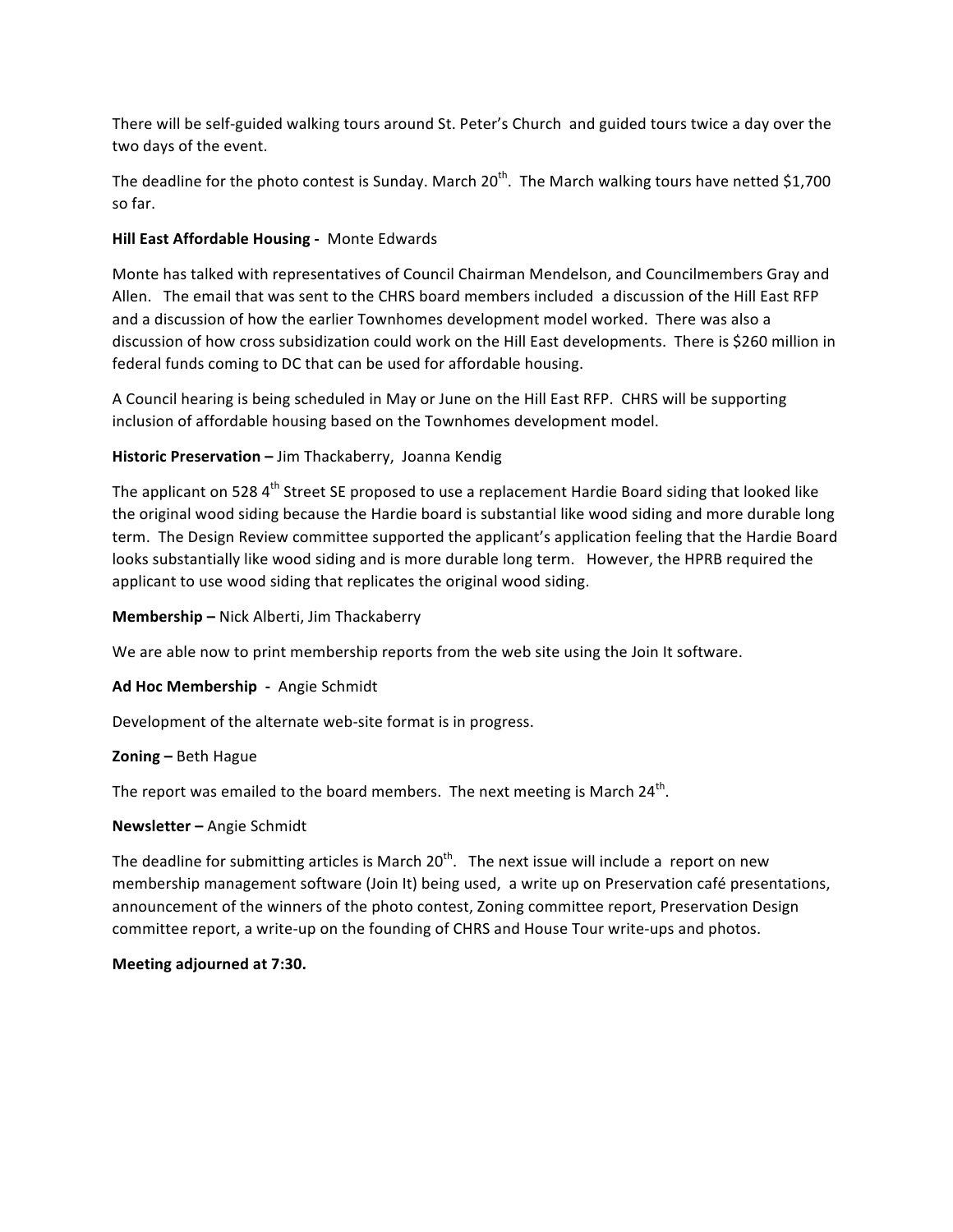There will be self-guided walking tours around St. Peter's Church and guided tours twice a day over the two days of the event.

The deadline for the photo contest is Sunday. March 20th. The March walking tours have netted $1,700 so far.

**Hill East Affordable Housing -** Monte Edwards

Monte has talked with representatives of Council Chairman Mendelson, and Councilmembers Gray and Allen. The email that was sent to the CHRS board members included a discussion of the Hill East RFP and a discussion of how the earlier Townhomes development model worked. There was also a discussion of how cross subsidization could work on the Hill East developments. There is $260 million in federal funds coming to DC that can be used for affordable housing.

A Council hearing is being scheduled in May or June on the Hill East RFP. CHRS will be supporting inclusion of affordable housing based on the Townhomes development model.

**Historic Preservation –** Jim Thackaberry, Joanna Kendig

The applicant on 528 4th Street SE proposed to use a replacement Hardie Board siding that looked like the original wood siding because the Hardie board is substantial like wood siding and more durable long term. The Design Review committee supported the applicant's application feeling that the Hardie Board looks substantially like wood siding and is more durable long term. However, the HPRB required the applicant to use wood siding that replicates the original wood siding.

**Membership –** Nick Alberti, Jim Thackaberry

We are able now to print membership reports from the web site using the Join It software.

**Ad Hoc Membership -** Angie Schmidt

Development of the alternate web-site format is in progress.

**Zoning –** Beth Hague

The report was emailed to the board members. The next meeting is March 24th.

**Newsletter –** Angie Schmidt

The deadline for submitting articles is March 20th. The next issue will include a report on new membership management software (Join It) being used, a write up on Preservation café presentations, announcement of the winners of the photo contest, Zoning committee report, Preservation Design committee report, a write-up on the founding of CHRS and House Tour write-ups and photos.

**Meeting adjourned at 7:30.**